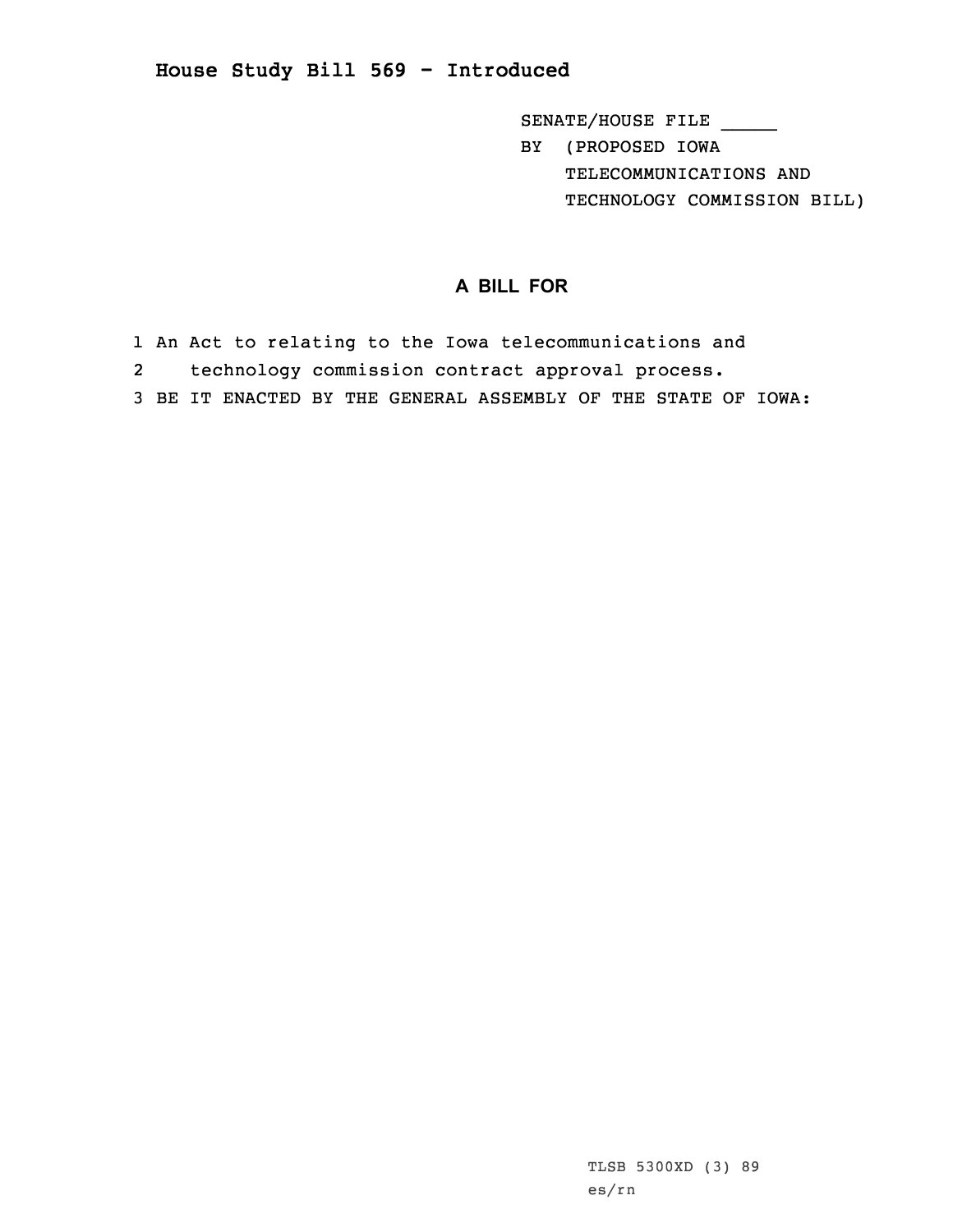# House Study Bill 569 - Introduced

SENATE/HOUSE FILE _____

BY (PROPOSED IOWA TELECOMMUNICATIONS AND TECHNOLOGY COMMISSION BILL)

## A BILL FOR

1 An Act to relating to the Iowa telecommunications and
2 technology commission contract approval process.
3 BE IT ENACTED BY THE GENERAL ASSEMBLY OF THE STATE OF IOWA:

TLSB 5300XD (3) 89
es/rn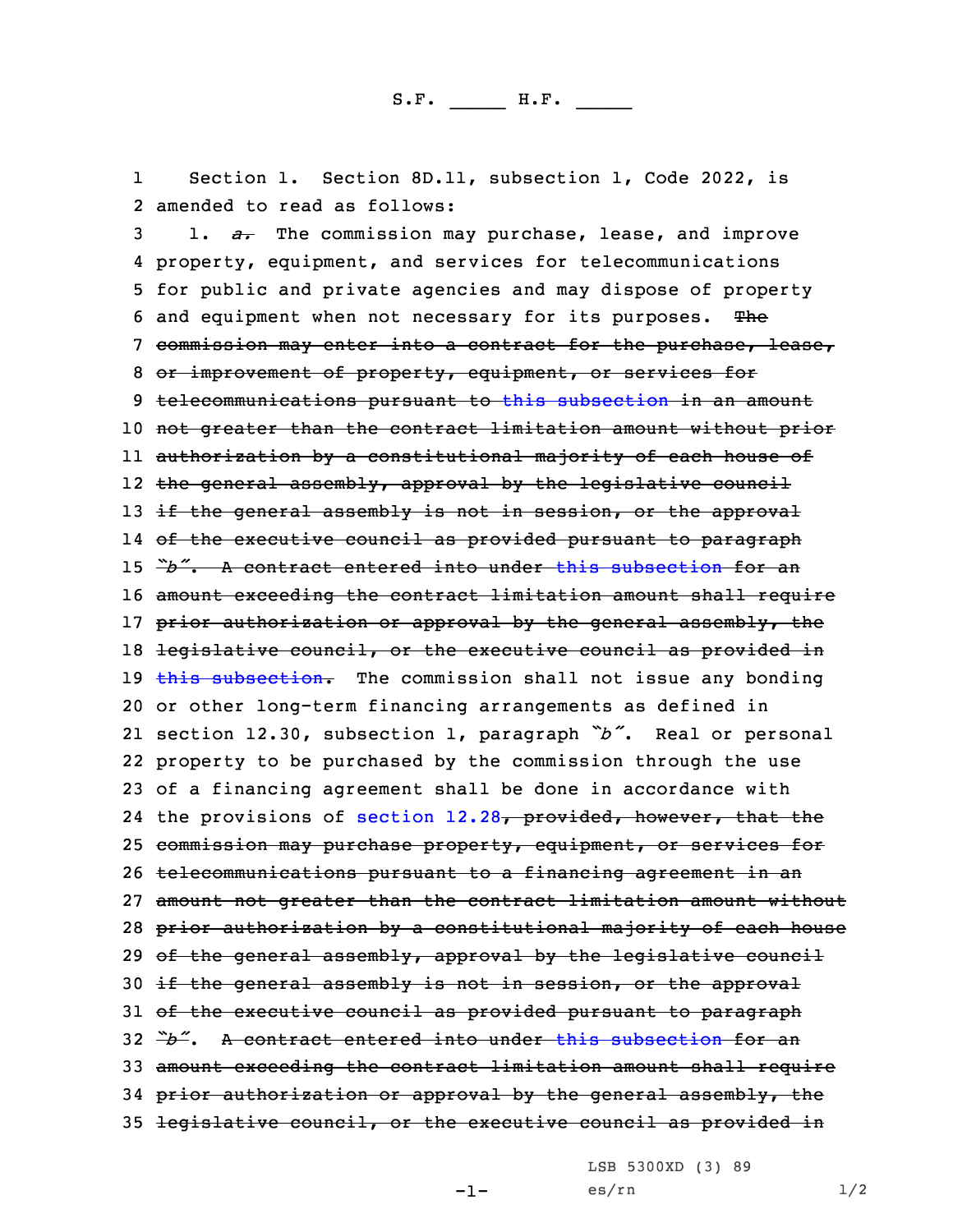S.F. _____ H.F. _____

1 Section 1. Section 8D.11, subsection 1, Code 2022, is
2 amended to read as follows:
3 1. ~~*a.*~~ The commission may purchase, lease, and improve
4 property, equipment, and services for telecommunications
5 for public and private agencies and may dispose of property
6 and equipment when not necessary for its purposes. ~~The~~
7 ~~commission may enter into a contract for the purchase, lease,~~
8 ~~or improvement of property, equipment, or services for~~
9 ~~telecommunications pursuant to this subsection in an amount~~
10 ~~not greater than the contract limitation amount without prior~~
11 ~~authorization by a constitutional majority of each house of~~
12 ~~the general assembly, approval by the legislative council~~
13 ~~if the general assembly is not in session, or the approval~~
14 ~~of the executive council as provided pursuant to paragraph~~
15 ~~*"b"*. A contract entered into under this subsection for an~~
16 ~~amount exceeding the contract limitation amount shall require~~
17 ~~prior authorization or approval by the general assembly, the~~
18 ~~legislative council, or the executive council as provided in~~
19 ~~this subsection.~~ The commission shall not issue any bonding
20 or other long-term financing arrangements as defined in
21 section 12.30, subsection 1, paragraph *"b"*. Real or personal
22 property to be purchased by the commission through the use
23 of a financing agreement shall be done in accordance with
24 the provisions of section 12.28~~, provided, however, that the~~
25 ~~commission may purchase property, equipment, or services for~~
26 ~~telecommunications pursuant to a financing agreement in an~~
27 ~~amount not greater than the contract limitation amount without~~
28 ~~prior authorization by a constitutional majority of each house~~
29 ~~of the general assembly, approval by the legislative council~~
30 ~~if the general assembly is not in session, or the approval~~
31 ~~of the executive council as provided pursuant to paragraph~~
32 ~~*"b"*. A contract entered into under this subsection for an~~
33 ~~amount exceeding the contract limitation amount shall require~~
34 ~~prior authorization or approval by the general assembly, the~~
35 ~~legislative council, or the executive council as provided in~~

LSB 5300XD (3) 89
es/rn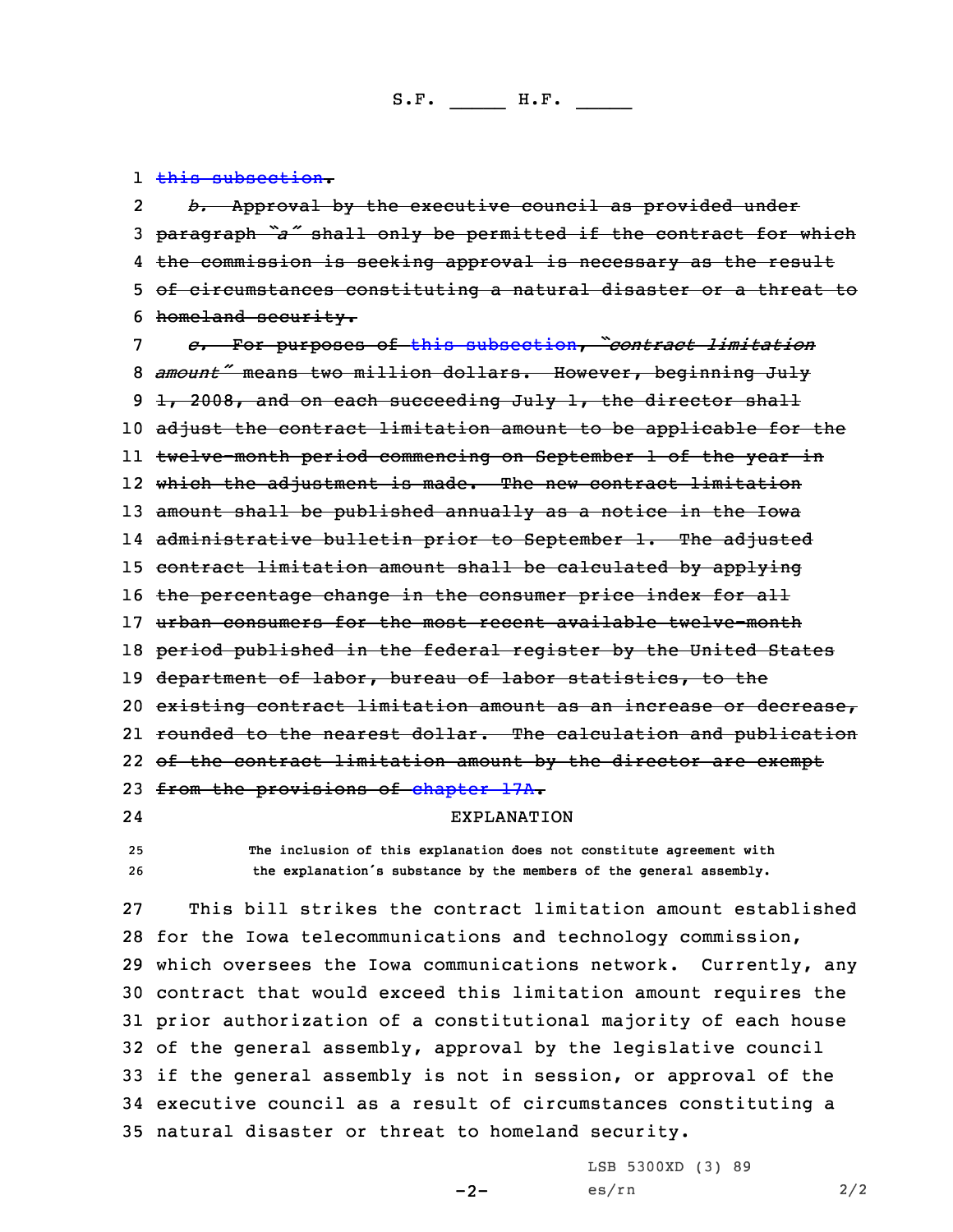~~this subsection.~~

~~*b.* Approval by the executive council as provided under paragraph "*a*" shall only be permitted if the contract for which the commission is seeking approval is necessary as the result of circumstances constituting a natural disaster or a threat to homeland security.~~

~~*c.* For purposes of this subsection, "*contract limitation amount*" means two million dollars. However, beginning July 1, 2008, and on each succeeding July 1, the director shall adjust the contract limitation amount to be applicable for the twelve-month period commencing on September 1 of the year in which the adjustment is made. The new contract limitation amount shall be published annually as a notice in the Iowa administrative bulletin prior to September 1. The adjusted contract limitation amount shall be calculated by applying the percentage change in the consumer price index for all urban consumers for the most recent available twelve-month period published in the federal register by the United States department of labor, bureau of labor statistics, to the existing contract limitation amount as an increase or decrease, rounded to the nearest dollar. The calculation and publication of the contract limitation amount by the director are exempt from the provisions of chapter 17A.~~

EXPLANATION

The inclusion of this explanation does not constitute agreement with the explanation's substance by the members of the general assembly.

This bill strikes the contract limitation amount established for the Iowa telecommunications and technology commission, which oversees the Iowa communications network. Currently, any contract that would exceed this limitation amount requires the prior authorization of a constitutional majority of each house of the general assembly, approval by the legislative council if the general assembly is not in session, or approval of the executive council as a result of circumstances constituting a natural disaster or threat to homeland security.

LSB 5300XD (3) 89
es/rn